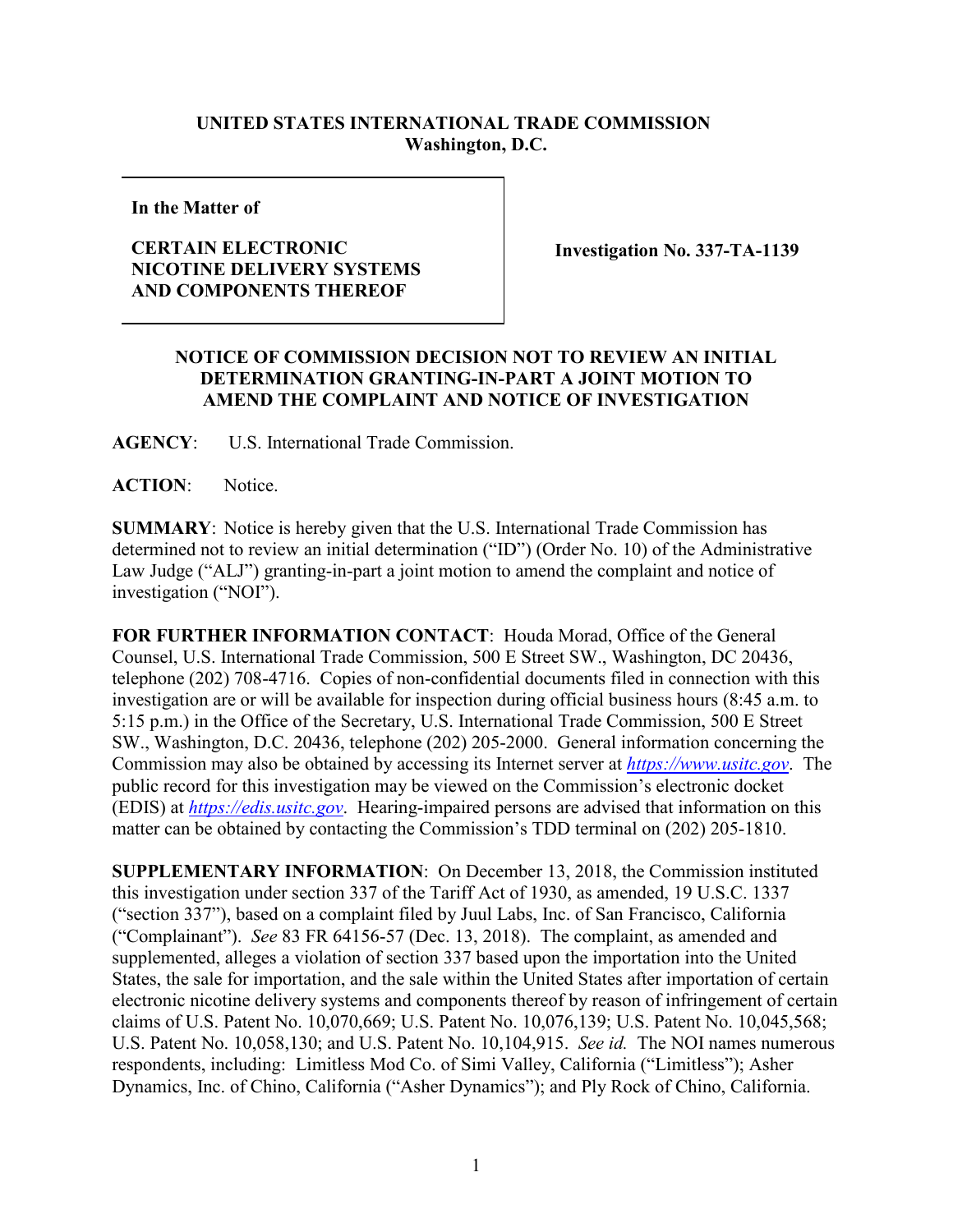**UNITED STATES INTERNATIONAL TRADE COMMISSION**
**Washington, D.C.**

| In the Matter of | |
|---|---|
| **CERTAIN ELECTRONIC NICOTINE DELIVERY SYSTEMS AND COMPONENTS THEREOF** | **Investigation No. 337-TA-1139** |

**NOTICE OF COMMISSION DECISION NOT TO REVIEW AN INITIAL DETERMINATION GRANTING-IN-PART A JOINT MOTION TO AMEND THE COMPLAINT AND NOTICE OF INVESTIGATION**

**AGENCY**: U.S. International Trade Commission.

**ACTION**: Notice.

**SUMMARY**: Notice is hereby given that the U.S. International Trade Commission has determined not to review an initial determination ("ID") (Order No. 10) of the Administrative Law Judge ("ALJ") granting-in-part a joint motion to amend the complaint and notice of investigation ("NOI").

**FOR FURTHER INFORMATION CONTACT**: Houda Morad, Office of the General Counsel, U.S. International Trade Commission, 500 E Street SW., Washington, DC 20436, telephone (202) 708-4716. Copies of non-confidential documents filed in connection with this investigation are or will be available for inspection during official business hours (8:45 a.m. to 5:15 p.m.) in the Office of the Secretary, U.S. International Trade Commission, 500 E Street SW., Washington, D.C. 20436, telephone (202) 205-2000. General information concerning the Commission may also be obtained by accessing its Internet server at *https://www.usitc.gov*. The public record for this investigation may be viewed on the Commission's electronic docket (EDIS) at *https://edis.usitc.gov*. Hearing-impaired persons are advised that information on this matter can be obtained by contacting the Commission's TDD terminal on (202) 205-1810.

**SUPPLEMENTARY INFORMATION**: On December 13, 2018, the Commission instituted this investigation under section 337 of the Tariff Act of 1930, as amended, 19 U.S.C. 1337 ("section 337"), based on a complaint filed by Juul Labs, Inc. of San Francisco, California ("Complainant"). *See* 83 FR 64156-57 (Dec. 13, 2018). The complaint, as amended and supplemented, alleges a violation of section 337 based upon the importation into the United States, the sale for importation, and the sale within the United States after importation of certain electronic nicotine delivery systems and components thereof by reason of infringement of certain claims of U.S. Patent No. 10,070,669; U.S. Patent No. 10,076,139; U.S. Patent No. 10,045,568; U.S. Patent No. 10,058,130; and U.S. Patent No. 10,104,915. *See id.* The NOI names numerous respondents, including: Limitless Mod Co. of Simi Valley, California ("Limitless"); Asher Dynamics, Inc. of Chino, California ("Asher Dynamics"); and Ply Rock of Chino, California.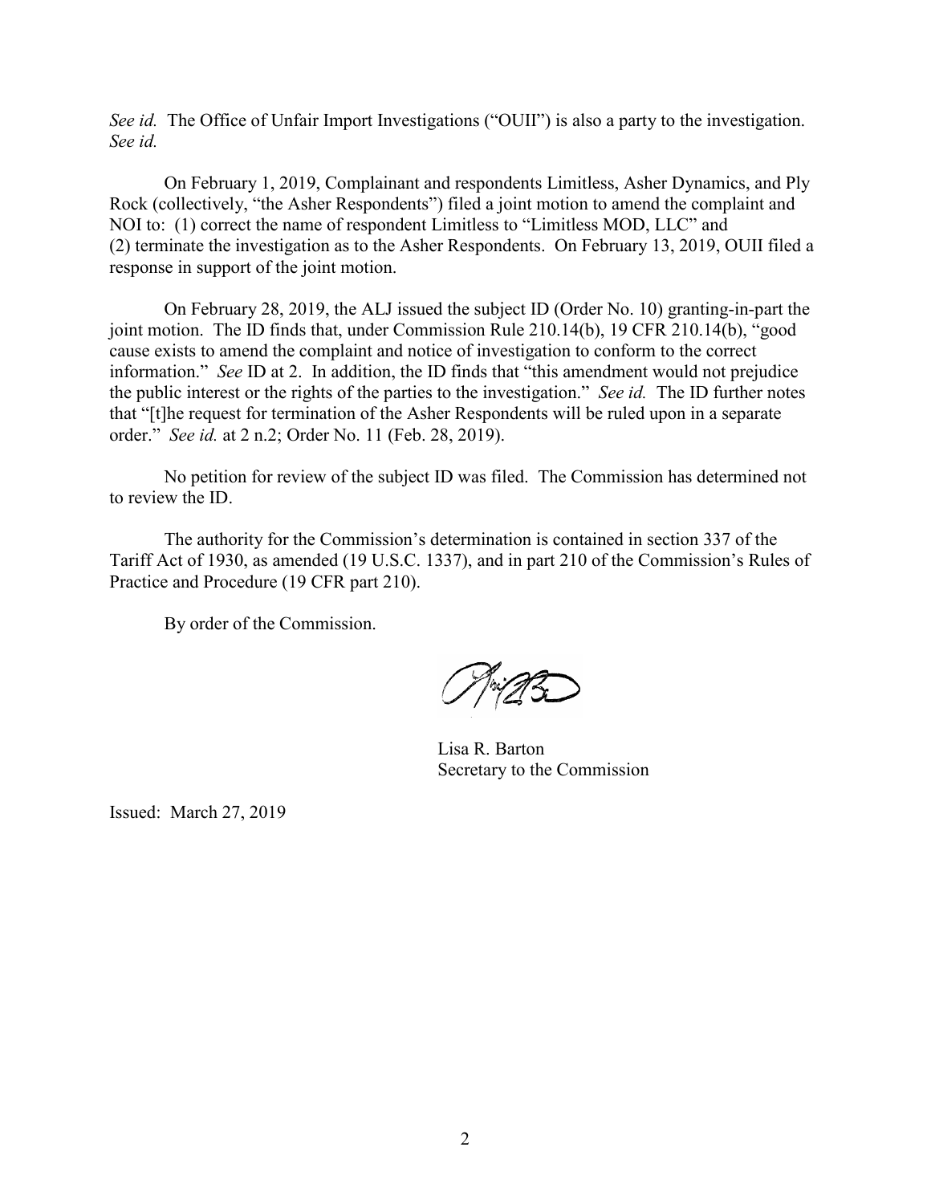*See id.* The Office of Unfair Import Investigations ("OUII") is also a party to the investigation. *See id.*

On February 1, 2019, Complainant and respondents Limitless, Asher Dynamics, and Ply Rock (collectively, "the Asher Respondents") filed a joint motion to amend the complaint and NOI to: (1) correct the name of respondent Limitless to "Limitless MOD, LLC" and (2) terminate the investigation as to the Asher Respondents. On February 13, 2019, OUII filed a response in support of the joint motion.

On February 28, 2019, the ALJ issued the subject ID (Order No. 10) granting-in-part the joint motion. The ID finds that, under Commission Rule 210.14(b), 19 CFR 210.14(b), "good cause exists to amend the complaint and notice of investigation to conform to the correct information." *See* ID at 2. In addition, the ID finds that "this amendment would not prejudice the public interest or the rights of the parties to the investigation." *See id.* The ID further notes that "[t]he request for termination of the Asher Respondents will be ruled upon in a separate order." *See id.* at 2 n.2; Order No. 11 (Feb. 28, 2019).

No petition for review of the subject ID was filed. The Commission has determined not to review the ID.

The authority for the Commission's determination is contained in section 337 of the Tariff Act of 1930, as amended (19 U.S.C. 1337), and in part 210 of the Commission's Rules of Practice and Procedure (19 CFR part 210).

By order of the Commission.

Lisa R. Barton
Secretary to the Commission

Issued: March 27, 2019